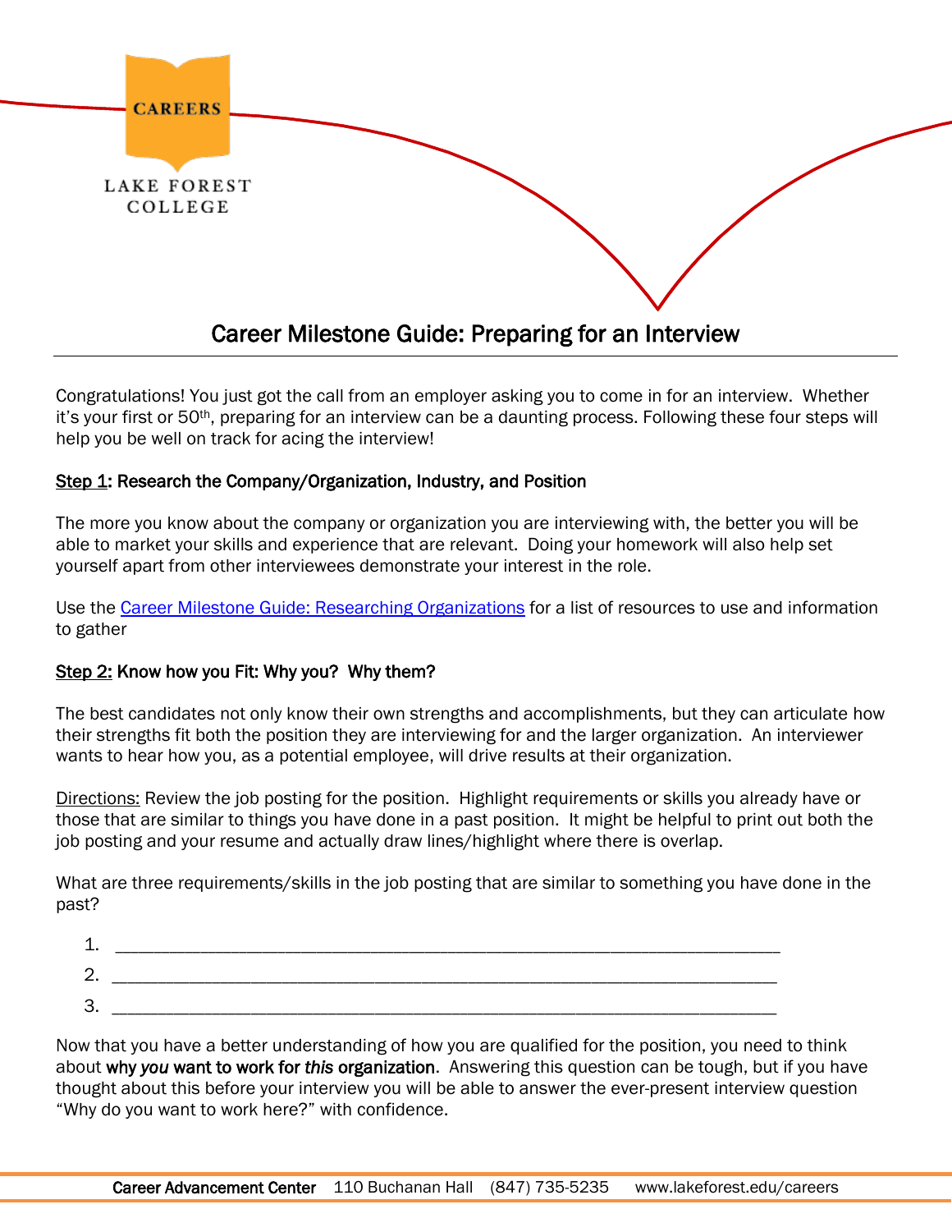CAREERS

LAKE FOREST COLLEGE

# Career Milestone Guide: Preparing for an Interview

Congratulations! You just got the call from an employer asking you to come in for an interview. Whether it's your first or 50th, preparing for an interview can be a daunting process. Following these four steps will help you be well on track for acing the interview!

## Step 1: Research the Company/Organization, Industry, and Position

The more you know about the company or organization you are interviewing with, the better you will be able to market your skills and experience that are relevant. Doing your homework will also help set yourself apart from other interviewees demonstrate your interest in the role.

Use the Career Milestone Guide: Researching Organizations for a list of resources to use and information to gather

## Step 2: Know how you Fit: Why you? Why them?

The best candidates not only know their own strengths and accomplishments, but they can articulate how their strengths fit both the position they are interviewing for and the larger organization. An interviewer wants to hear how you, as a potential employee, will drive results at their organization.

Directions: Review the job posting for the position. Highlight requirements or skills you already have or those that are similar to things you have done in a past position. It might be helpful to print out both the job posting and your resume and actually draw lines/highlight where there is overlap.

What are three requirements/skills in the job posting that are similar to something you have done in the past?

1. ___________________________________________________________________
2. ___________________________________________________________________
3. ___________________________________________________________________

Now that you have a better understanding of how you are qualified for the position, you need to think about **why *you* want to work for *this* organization**. Answering this question can be tough, but if you have thought about this before your interview you will be able to answer the ever-present interview question "Why do you want to work here?" with confidence.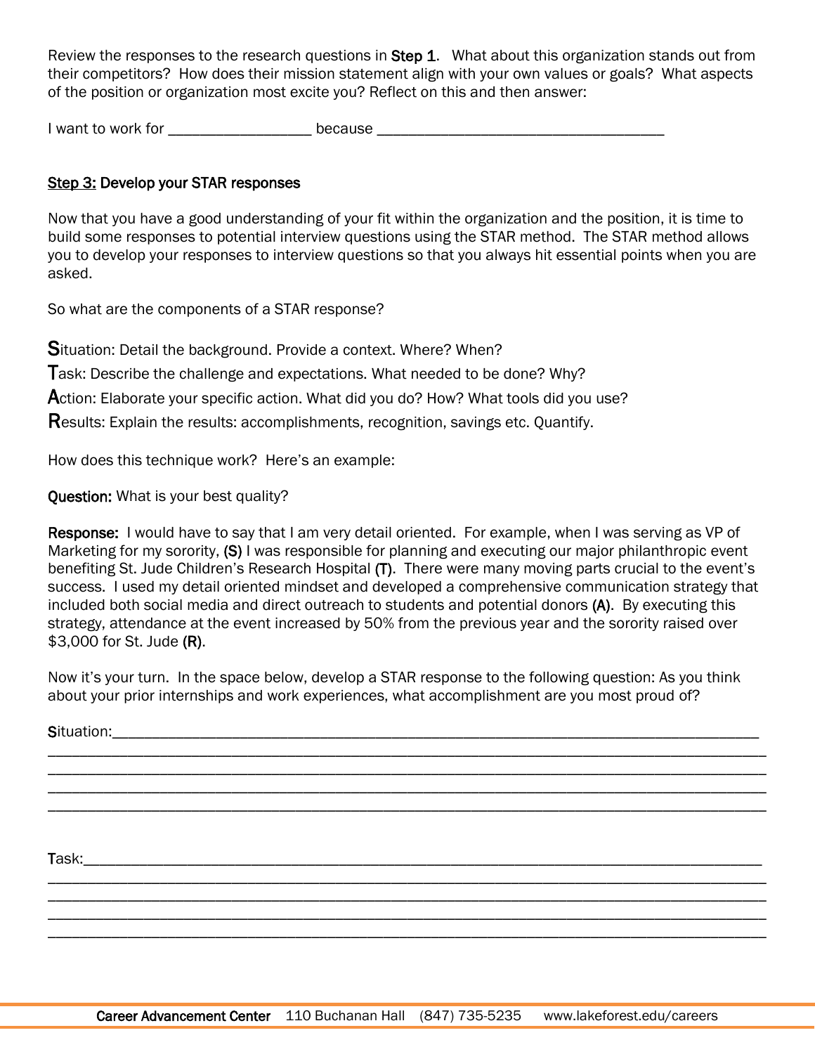Review the responses to the research questions in **Step 1**. What about this organization stands out from their competitors? How does their mission statement align with your own values or goals? What aspects of the position or organization most excite you? Reflect on this and then answer:

I want to work for __________________ because ____________________________________

## Step 3: Develop your STAR responses

Now that you have a good understanding of your fit within the organization and the position, it is time to build some responses to potential interview questions using the STAR method. The STAR method allows you to develop your responses to interview questions so that you always hit essential points when you are asked.

So what are the components of a STAR response?

**S**ituation: Detail the background. Provide a context. Where? When?

**T**ask: Describe the challenge and expectations. What needed to be done? Why?

**A**ction: Elaborate your specific action. What did you do? How? What tools did you use?

**R**esults: Explain the results: accomplishments, recognition, savings etc. Quantify.

How does this technique work? Here's an example:

**Question:** What is your best quality?

**Response:** I would have to say that I am very detail oriented. For example, when I was serving as VP of Marketing for my sorority, **(S)** I was responsible for planning and executing our major philanthropic event benefiting St. Jude Children's Research Hospital **(T)**. There were many moving parts crucial to the event's success. I used my detail oriented mindset and developed a comprehensive communication strategy that included both social media and direct outreach to students and potential donors **(A)**. By executing this strategy, attendance at the event increased by 50% from the previous year and the sorority raised over $3,000 for St. Jude **(R)**.

Now it's your turn. In the space below, develop a STAR response to the following question: As you think about your prior internships and work experiences, what accomplishment are you most proud of?

**S**ituation:_______________________________________________________________________________
_____________________________________________________________________________________________
_____________________________________________________________________________________________
_____________________________________________________________________________________________
_____________________________________________________________________________________________

**T**ask:___________________________________________________________________________________
_____________________________________________________________________________________________
_____________________________________________________________________________________________
_____________________________________________________________________________________________
_____________________________________________________________________________________________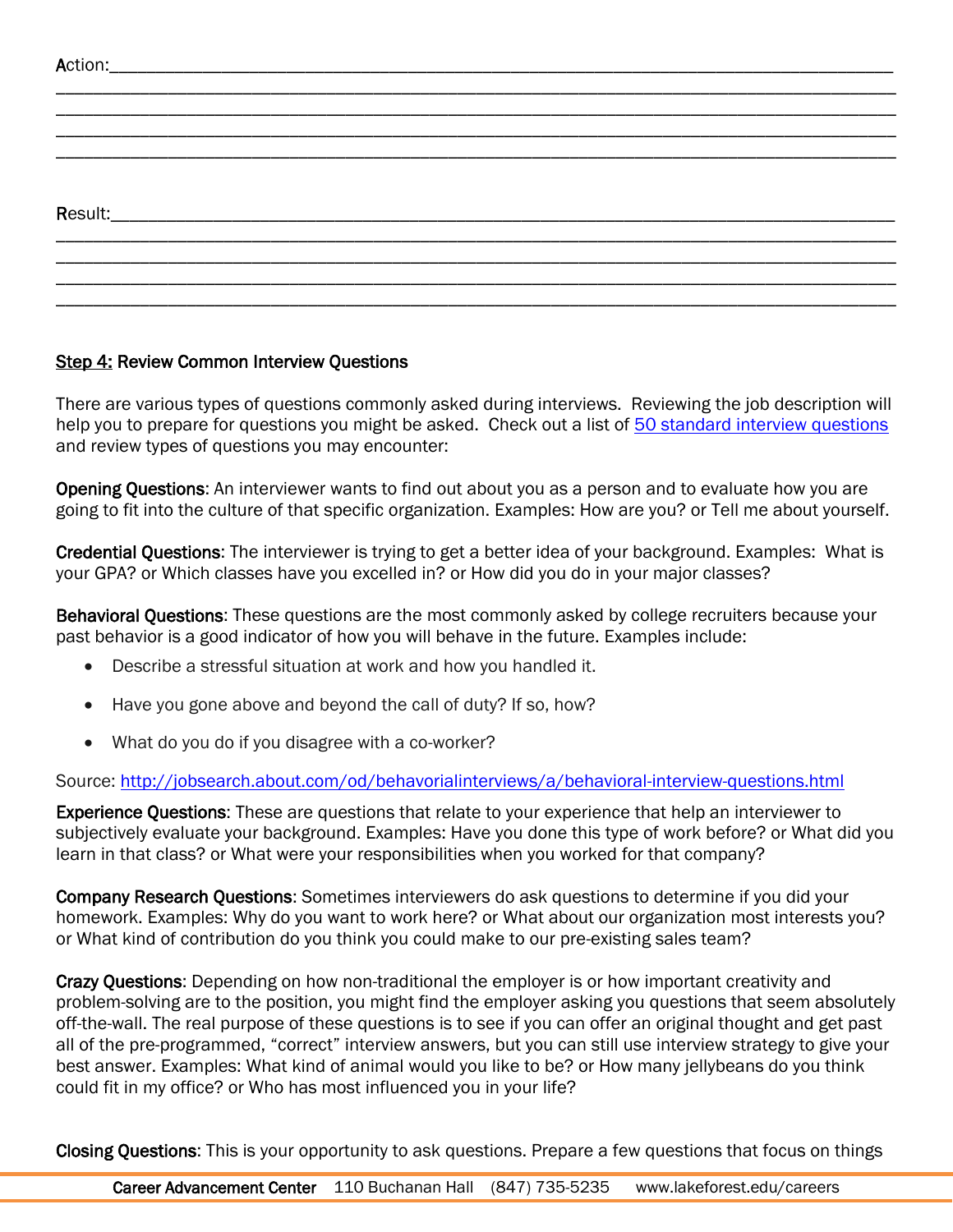Action:________________________________________________________________________________
________________________________________________________________________________
________________________________________________________________________________
________________________________________________________________________________
________________________________________________________________________________

Result:________________________________________________________________________________
________________________________________________________________________________
________________________________________________________________________________
________________________________________________________________________________
________________________________________________________________________________

**Step 4: Review Common Interview Questions**

There are various types of questions commonly asked during interviews. Reviewing the job description will help you to prepare for questions you might be asked. Check out a list of [50 standard interview questions] and review types of questions you may encounter:

**Opening Questions**: An interviewer wants to find out about you as a person and to evaluate how you are going to fit into the culture of that specific organization. Examples: How are you? or Tell me about yourself.

**Credential Questions**: The interviewer is trying to get a better idea of your background. Examples: What is your GPA? or Which classes have you excelled in? or How did you do in your major classes?

**Behavioral Questions**: These questions are the most commonly asked by college recruiters because your past behavior is a good indicator of how you will behave in the future. Examples include:

- Describe a stressful situation at work and how you handled it.
- Have you gone above and beyond the call of duty? If so, how?
- What do you do if you disagree with a co-worker?

Source: http://jobsearch.about.com/od/behavorialinterviews/a/behavioral-interview-questions.html

**Experience Questions**: These are questions that relate to your experience that help an interviewer to subjectively evaluate your background. Examples: Have you done this type of work before? or What did you learn in that class? or What were your responsibilities when you worked for that company?

**Company Research Questions**: Sometimes interviewers do ask questions to determine if you did your homework. Examples: Why do you want to work here? or What about our organization most interests you? or What kind of contribution do you think you could make to our pre-existing sales team?

**Crazy Questions**: Depending on how non-traditional the employer is or how important creativity and problem-solving are to the position, you might find the employer asking you questions that seem absolutely off-the-wall. The real purpose of these questions is to see if you can offer an original thought and get past all of the pre-programmed, "correct" interview answers, but you can still use interview strategy to give your best answer. Examples: What kind of animal would you like to be? or How many jellybeans do you think could fit in my office? or Who has most influenced you in your life?

**Closing Questions**: This is your opportunity to ask questions. Prepare a few questions that focus on things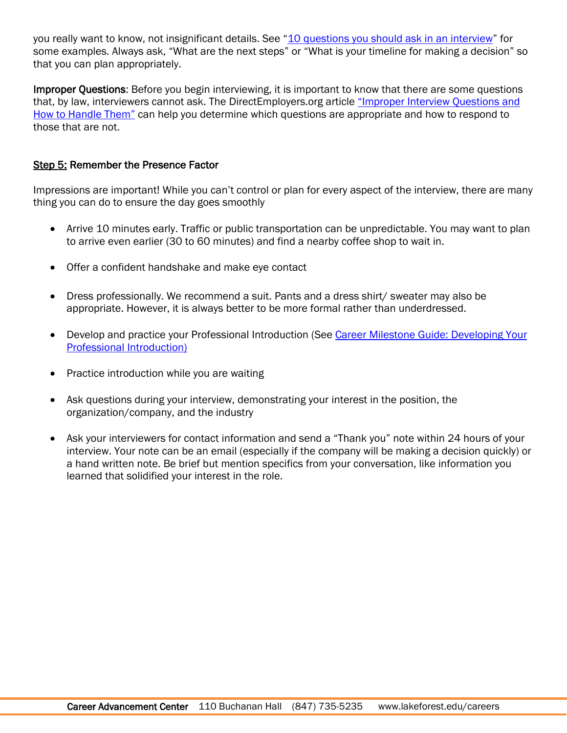you really want to know, not insignificant details. See "10 questions you should ask in an interview" for some examples. Always ask, "What are the next steps" or "What is your timeline for making a decision" so that you can plan appropriately.

**Improper Questions**: Before you begin interviewing, it is important to know that there are some questions that, by law, interviewers cannot ask. The DirectEmployers.org article "Improper Interview Questions and How to Handle Them" can help you determine which questions are appropriate and how to respond to those that are not.

### Step 5: Remember the Presence Factor

Impressions are important! While you can't control or plan for every aspect of the interview, there are many thing you can do to ensure the day goes smoothly

- Arrive 10 minutes early. Traffic or public transportation can be unpredictable. You may want to plan to arrive even earlier (30 to 60 minutes) and find a nearby coffee shop to wait in.
- Offer a confident handshake and make eye contact
- Dress professionally. We recommend a suit. Pants and a dress shirt/ sweater may also be appropriate. However, it is always better to be more formal rather than underdressed.
- Develop and practice your Professional Introduction (See Career Milestone Guide: Developing Your Professional Introduction)
- Practice introduction while you are waiting
- Ask questions during your interview, demonstrating your interest in the position, the organization/company, and the industry
- Ask your interviewers for contact information and send a "Thank you" note within 24 hours of your interview. Your note can be an email (especially if the company will be making a decision quickly) or a hand written note. Be brief but mention specifics from your conversation, like information you learned that solidified your interest in the role.